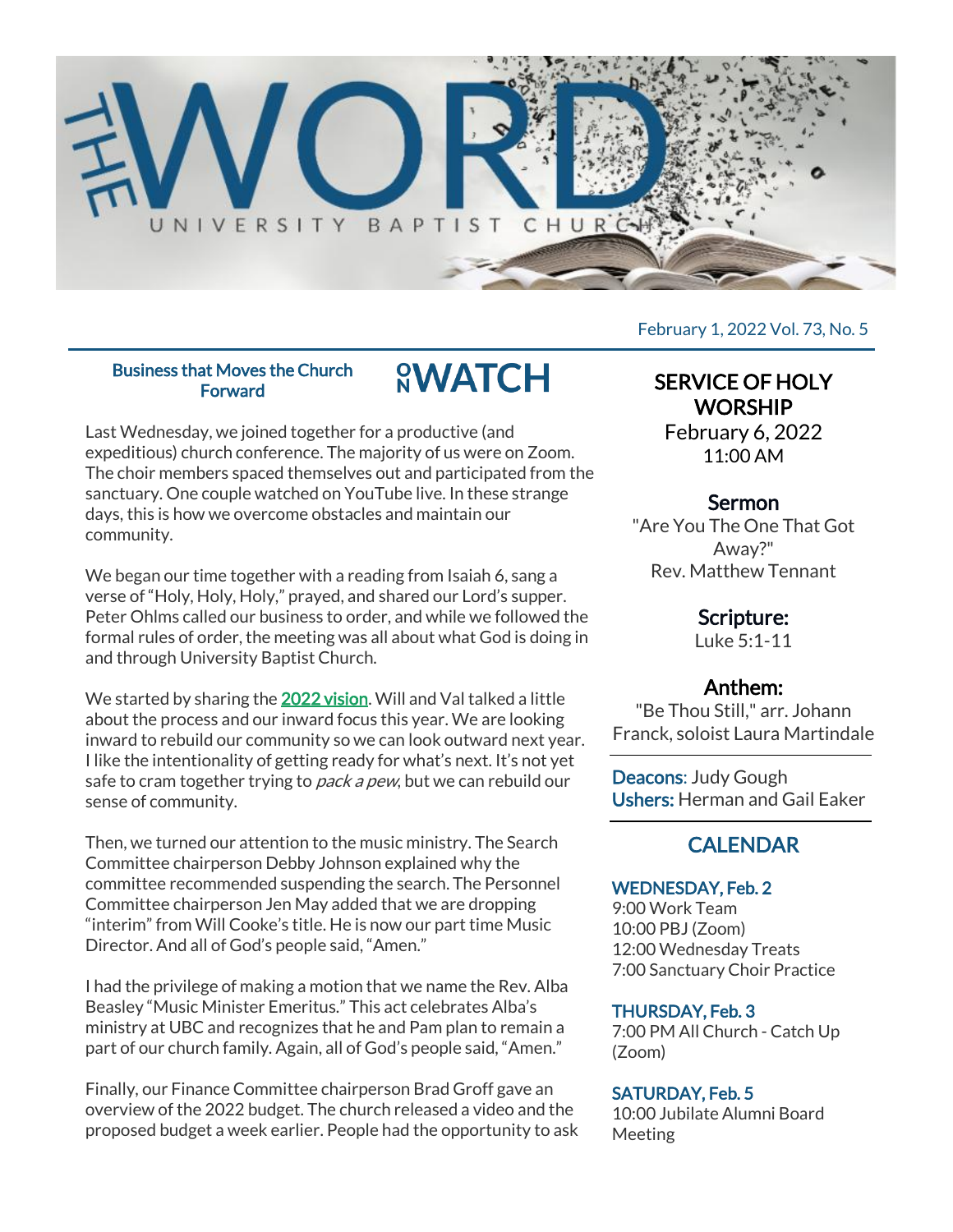# THE WORD

UNIVERSITY BAPTIST CHURCH

February 1, 2022 Vol. 73, No. 5

## ON WATCH

### Business that Moves the Church Forward

Last Wednesday, we joined together for a productive (and expeditious) church conference. The majority of us were on Zoom. The choir members spaced themselves out and participated from the sanctuary. One couple watched on YouTube live. In these strange days, this is how we overcome obstacles and maintain our community.

We began our time together with a reading from Isaiah 6, sang a verse of "Holy, Holy, Holy," prayed, and shared our Lord's supper. Peter Ohlms called our business to order, and while we followed the formal rules of order, the meeting was all about what God is doing in and through University Baptist Church.

We started by sharing the 2022 vision. Will and Val talked a little about the process and our inward focus this year. We are looking inward to rebuild our community so we can look outward next year. I like the intentionality of getting ready for what's next. It's not yet safe to cram together trying to *pack a pew*, but we can rebuild our sense of community.

Then, we turned our attention to the music ministry. The Search Committee chairperson Debby Johnson explained why the committee recommended suspending the search. The Personnel Committee chairperson Jen May added that we are dropping "interim" from Will Cooke's title. He is now our part time Music Director. And all of God's people said, "Amen."

I had the privilege of making a motion that we name the Rev. Alba Beasley "Music Minister Emeritus." This act celebrates Alba's ministry at UBC and recognizes that he and Pam plan to remain a part of our church family. Again, all of God's people said, "Amen."

Finally, our Finance Committee chairperson Brad Groff gave an overview of the 2022 budget. The church released a video and the proposed budget a week earlier. People had the opportunity to ask

## SERVICE OF HOLY WORSHIP

February 6, 2022
11:00 AM

### Sermon

"Are You The One That Got Away?"
Rev. Matthew Tennant

### Scripture:

Luke 5:1-11

### Anthem:

"Be Thou Still," arr. Johann Franck, soloist Laura Martindale

**Deacons**: Judy Gough
**Ushers:** Herman and Gail Eaker

## CALENDAR

**WEDNESDAY, Feb. 2**
9:00 Work Team
10:00 PBJ (Zoom)
12:00 Wednesday Treats
7:00 Sanctuary Choir Practice

**THURSDAY, Feb. 3**
7:00 PM All Church - Catch Up (Zoom)

**SATURDAY, Feb. 5**
10:00 Jubilate Alumni Board Meeting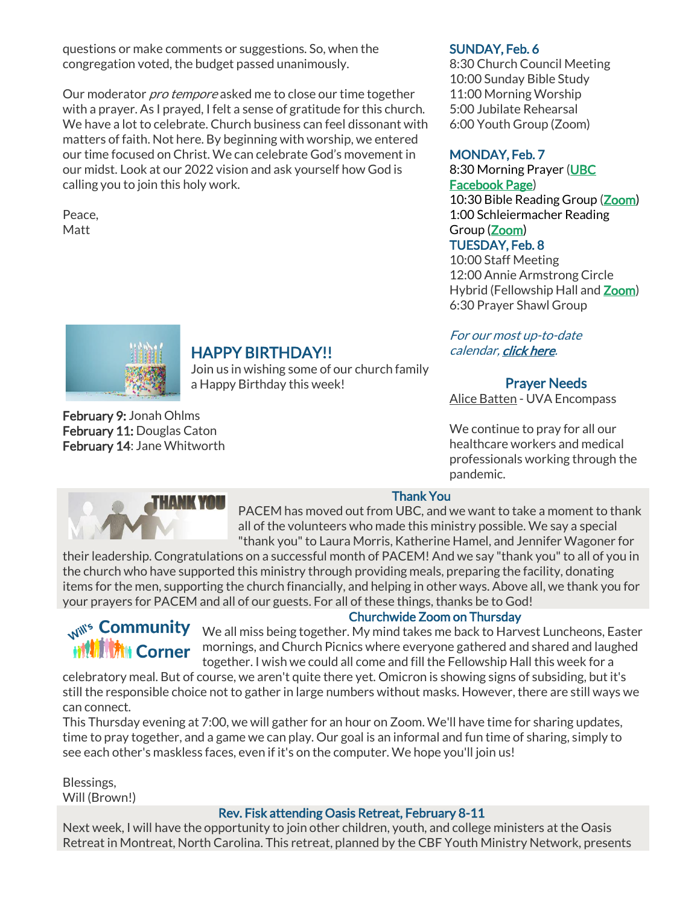questions or make comments or suggestions. So, when the congregation voted, the budget passed unanimously.

Our moderator *pro tempore* asked me to close our time together with a prayer. As I prayed, I felt a sense of gratitude for this church. We have a lot to celebrate. Church business can feel dissonant with matters of faith. Not here. By beginning with worship, we entered our time focused on Christ. We can celebrate God's movement in our midst. Look at our 2022 vision and ask yourself how God is calling you to join this holy work.

Peace,
Matt

## HAPPY BIRTHDAY!!

Join us in wishing some of our church family a Happy Birthday this week!

**February 9:** Jonah Ohlms
**February 11:** Douglas Caton
**February 14**: Jane Whitworth

### SUNDAY, Feb. 6

8:30 Church Council Meeting
10:00 Sunday Bible Study
11:00 Morning Worship
5:00 Jubilate Rehearsal
6:00 Youth Group (Zoom)

### MONDAY, Feb. 7

8:30 Morning Prayer (UBC Facebook Page)
10:30 Bible Reading Group (Zoom)
1:00 Schleiermacher Reading Group (Zoom)

### TUESDAY, Feb. 8

10:00 Staff Meeting
12:00 Annie Armstrong Circle Hybrid (Fellowship Hall and Zoom)
6:30 Prayer Shawl Group

*For our most up-to-date calendar, **click here**.*

### Prayer Needs

Alice Batten - UVA Encompass

We continue to pray for all our healthcare workers and medical professionals working through the pandemic.

### Thank You

PACEM has moved out from UBC, and we want to take a moment to thank all of the volunteers who made this ministry possible. We say a special "thank you" to Laura Morris, Katherine Hamel, and Jennifer Wagoner for their leadership. Congratulations on a successful month of PACEM! And we say "thank you" to all of you in the church who have supported this ministry through providing meals, preparing the facility, donating items for the men, supporting the church financially, and helping in other ways. Above all, we thank you for your prayers for PACEM and all of our guests. For all of these things, thanks be to God!

## Will's Community Corner

### Churchwide Zoom on Thursday

We all miss being together. My mind takes me back to Harvest Luncheons, Easter mornings, and Church Picnics where everyone gathered and shared and laughed together. I wish we could all come and fill the Fellowship Hall this week for a celebratory meal. But of course, we aren't quite there yet. Omicron is showing signs of subsiding, but it's still the responsible choice not to gather in large numbers without masks. However, there are still ways we can connect.

This Thursday evening at 7:00, we will gather for an hour on Zoom. We'll have time for sharing updates, time to pray together, and a game we can play. Our goal is an informal and fun time of sharing, simply to see each other's maskless faces, even if it's on the computer. We hope you'll join us!

Blessings,
Will (Brown!)

### Rev. Fisk attending Oasis Retreat, February 8-11

Next week, I will have the opportunity to join other children, youth, and college ministers at the Oasis Retreat in Montreat, North Carolina. This retreat, planned by the CBF Youth Ministry Network, presents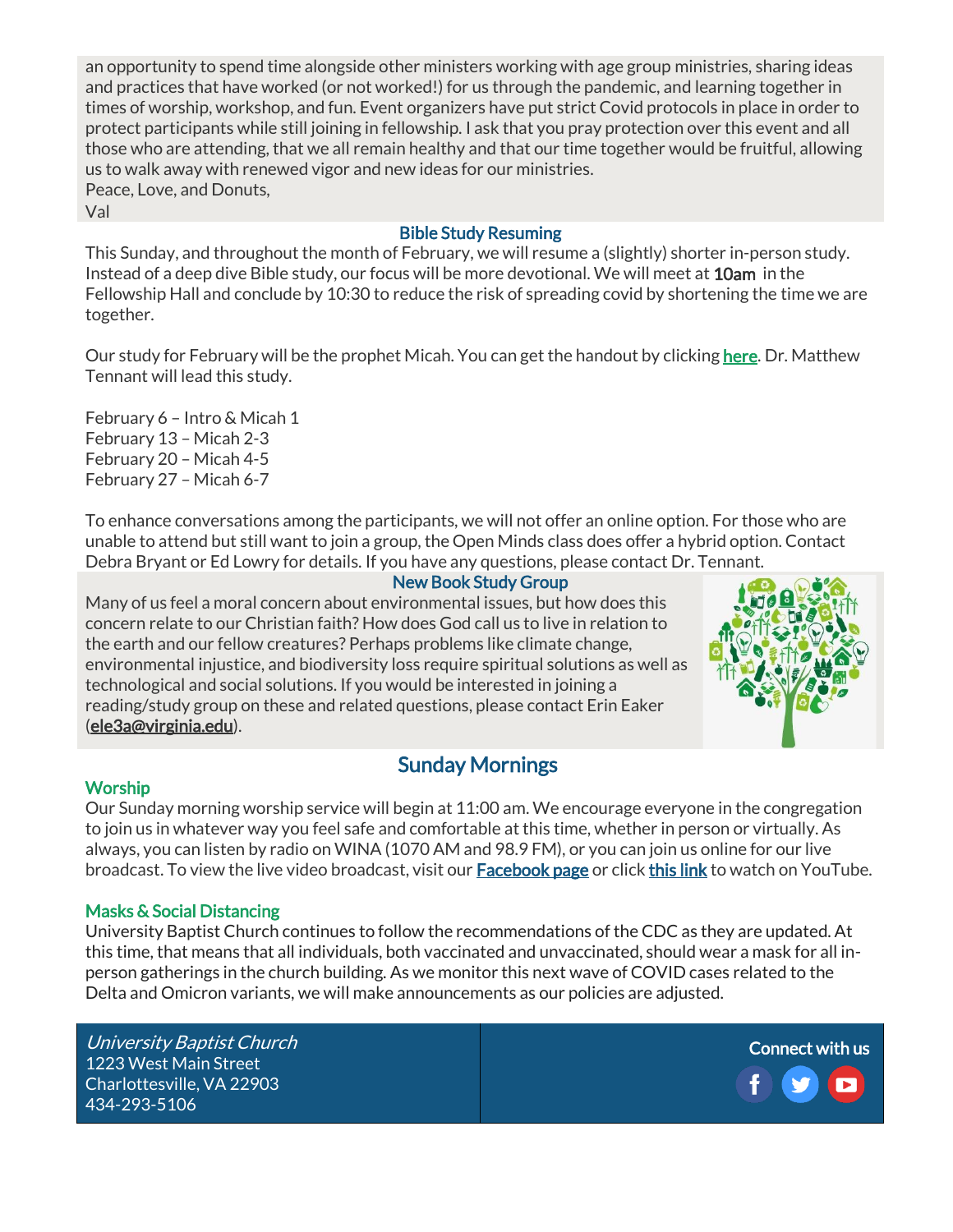an opportunity to spend time alongside other ministers working with age group ministries, sharing ideas and practices that have worked (or not worked!) for us through the pandemic, and learning together in times of worship, workshop, and fun. Event organizers have put strict Covid protocols in place in order to protect participants while still joining in fellowship. I ask that you pray protection over this event and all those who are attending, that we all remain healthy and that our time together would be fruitful, allowing us to walk away with renewed vigor and new ideas for our ministries.
Peace, Love, and Donuts,
Val

### Bible Study Resuming

This Sunday, and throughout the month of February, we will resume a (slightly) shorter in-person study. Instead of a deep dive Bible study, our focus will be more devotional. We will meet at **10am** in the Fellowship Hall and conclude by 10:30 to reduce the risk of spreading covid by shortening the time we are together.

Our study for February will be the prophet Micah. You can get the handout by clicking **here**. Dr. Matthew Tennant will lead this study.

February 6 – Intro & Micah 1
February 13 – Micah 2-3
February 20 – Micah 4-5
February 27 – Micah 6-7

To enhance conversations among the participants, we will not offer an online option. For those who are unable to attend but still want to join a group, the Open Minds class does offer a hybrid option. Contact Debra Bryant or Ed Lowry for details. If you have any questions, please contact Dr. Tennant.

### New Book Study Group

Many of us feel a moral concern about environmental issues, but how does this concern relate to our Christian faith? How does God call us to live in relation to the earth and our fellow creatures? Perhaps problems like climate change, environmental injustice, and biodiversity loss require spiritual solutions as well as technological and social solutions. If you would be interested in joining a reading/study group on these and related questions, please contact Erin Eaker (ele3a@virginia.edu).

## Sunday Mornings

### Worship

Our Sunday morning worship service will begin at 11:00 am. We encourage everyone in the congregation to join us in whatever way you feel safe and comfortable at this time, whether in person or virtually. As always, you can listen by radio on WINA (1070 AM and 98.9 FM), or you can join us online for our live broadcast. To view the live video broadcast, visit our **Facebook page** or click **this link** to watch on YouTube.

### Masks & Social Distancing

University Baptist Church continues to follow the recommendations of the CDC as they are updated. At this time, that means that all individuals, both vaccinated and unvaccinated, should wear a mask for all in-person gatherings in the church building. As we monitor this next wave of COVID cases related to the Delta and Omicron variants, we will make announcements as our policies are adjusted.

*University Baptist Church*
1223 West Main Street
Charlottesville, VA 22903
434-293-5106

Connect with us